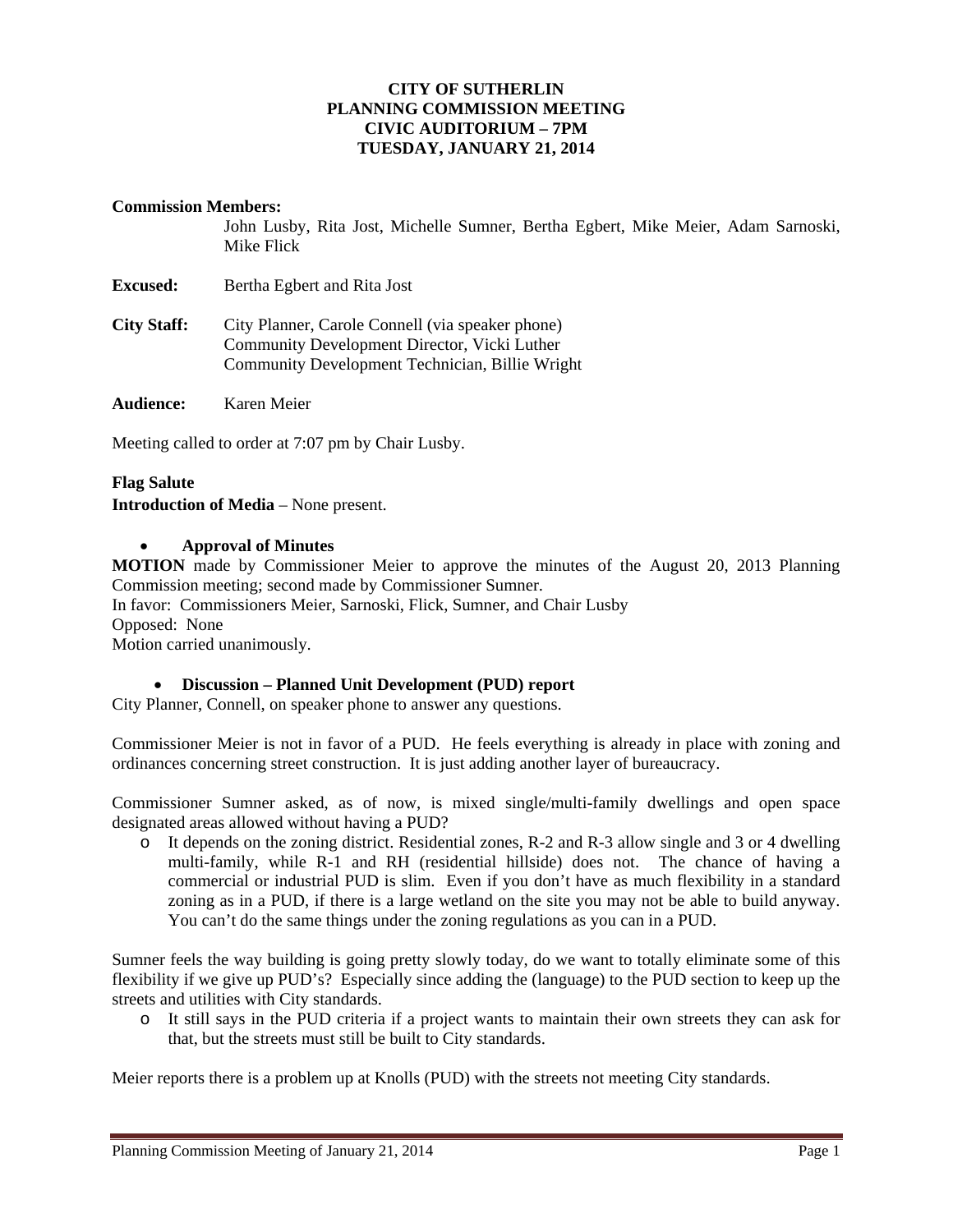**CITY OF SUTHERLIN**
**PLANNING COMMISSION MEETING**
**CIVIC AUDITORIUM – 7PM**
**TUESDAY, JANUARY 21, 2014**

**Commission Members:**
John Lusby, Rita Jost, Michelle Sumner, Bertha Egbert, Mike Meier, Adam Sarnoski, Mike Flick

**Excused:** Bertha Egbert and Rita Jost

**City Staff:** City Planner, Carole Connell (via speaker phone)
Community Development Director, Vicki Luther
Community Development Technician, Billie Wright

**Audience:** Karen Meier

Meeting called to order at 7:07 pm by Chair Lusby.

**Flag Salute**
**Introduction of Media** – None present.

- **Approval of Minutes**

**MOTION** made by Commissioner Meier to approve the minutes of the August 20, 2013 Planning Commission meeting; second made by Commissioner Sumner.
In favor: Commissioners Meier, Sarnoski, Flick, Sumner, and Chair Lusby
Opposed: None
Motion carried unanimously.

- **Discussion – Planned Unit Development (PUD) report**

City Planner, Connell, on speaker phone to answer any questions.

Commissioner Meier is not in favor of a PUD. He feels everything is already in place with zoning and ordinances concerning street construction. It is just adding another layer of bureaucracy.

Commissioner Sumner asked, as of now, is mixed single/multi-family dwellings and open space designated areas allowed without having a PUD?

- It depends on the zoning district. Residential zones, R-2 and R-3 allow single and 3 or 4 dwelling multi-family, while R-1 and RH (residential hillside) does not. The chance of having a commercial or industrial PUD is slim. Even if you don't have as much flexibility in a standard zoning as in a PUD, if there is a large wetland on the site you may not be able to build anyway. You can't do the same things under the zoning regulations as you can in a PUD.

Sumner feels the way building is going pretty slowly today, do we want to totally eliminate some of this flexibility if we give up PUD's? Especially since adding the (language) to the PUD section to keep up the streets and utilities with City standards.

- It still says in the PUD criteria if a project wants to maintain their own streets they can ask for that, but the streets must still be built to City standards.

Meier reports there is a problem up at Knolls (PUD) with the streets not meeting City standards.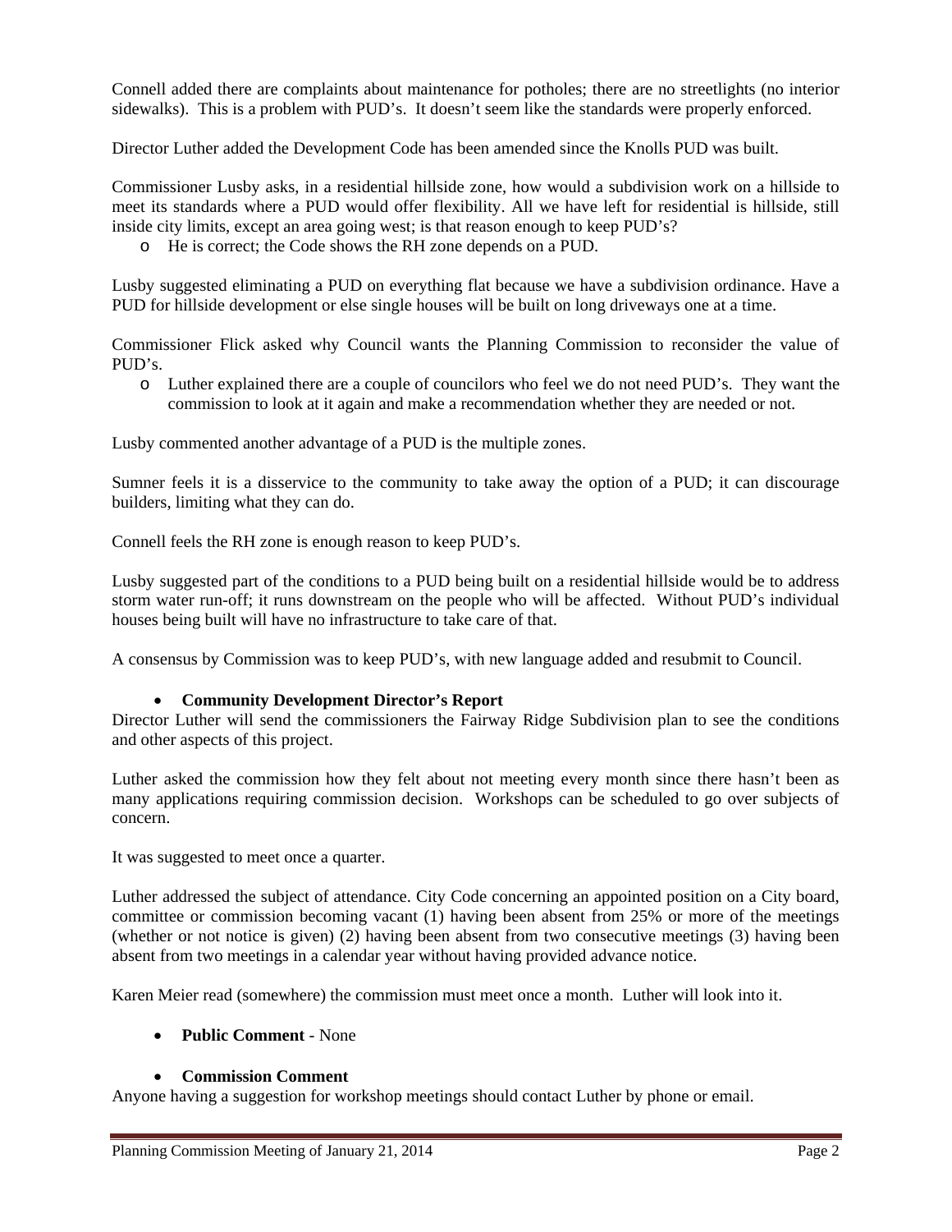Connell added there are complaints about maintenance for potholes; there are no streetlights (no interior sidewalks). This is a problem with PUD's. It doesn't seem like the standards were properly enforced.

Director Luther added the Development Code has been amended since the Knolls PUD was built.

Commissioner Lusby asks, in a residential hillside zone, how would a subdivision work on a hillside to meet its standards where a PUD would offer flexibility. All we have left for residential is hillside, still inside city limits, except an area going west; is that reason enough to keep PUD's?

- He is correct; the Code shows the RH zone depends on a PUD.

Lusby suggested eliminating a PUD on everything flat because we have a subdivision ordinance. Have a PUD for hillside development or else single houses will be built on long driveways one at a time.

Commissioner Flick asked why Council wants the Planning Commission to reconsider the value of PUD's.

- Luther explained there are a couple of councilors who feel we do not need PUD's. They want the commission to look at it again and make a recommendation whether they are needed or not.

Lusby commented another advantage of a PUD is the multiple zones.

Sumner feels it is a disservice to the community to take away the option of a PUD; it can discourage builders, limiting what they can do.

Connell feels the RH zone is enough reason to keep PUD's.

Lusby suggested part of the conditions to a PUD being built on a residential hillside would be to address storm water run-off; it runs downstream on the people who will be affected. Without PUD's individual houses being built will have no infrastructure to take care of that.

A consensus by Commission was to keep PUD's, with new language added and resubmit to Council.

- **Community Development Director's Report**

Director Luther will send the commissioners the Fairway Ridge Subdivision plan to see the conditions and other aspects of this project.

Luther asked the commission how they felt about not meeting every month since there hasn't been as many applications requiring commission decision. Workshops can be scheduled to go over subjects of concern.

It was suggested to meet once a quarter.

Luther addressed the subject of attendance. City Code concerning an appointed position on a City board, committee or commission becoming vacant (1) having been absent from 25% or more of the meetings (whether or not notice is given) (2) having been absent from two consecutive meetings (3) having been absent from two meetings in a calendar year without having provided advance notice.

Karen Meier read (somewhere) the commission must meet once a month. Luther will look into it.

- **Public Comment** - None

- **Commission Comment**

Anyone having a suggestion for workshop meetings should contact Luther by phone or email.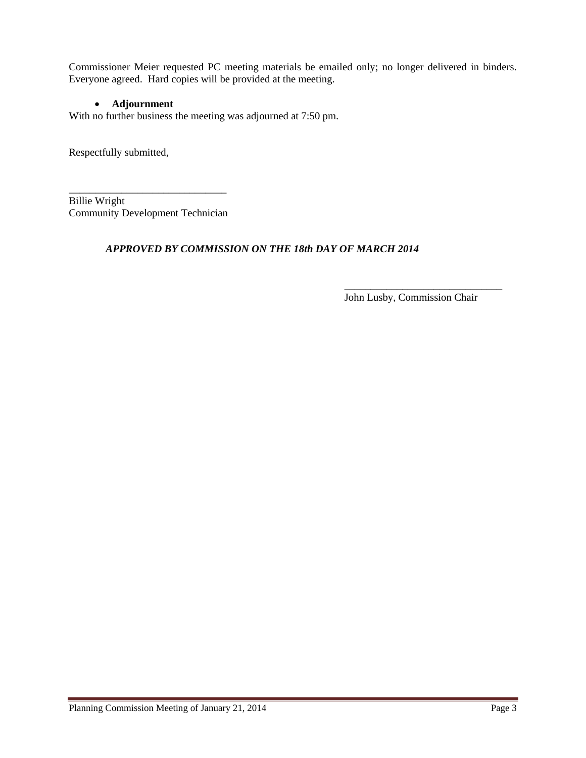Commissioner Meier requested PC meeting materials be emailed only; no longer delivered in binders. Everyone agreed. Hard copies will be provided at the meeting.

- **Adjournment**

With no further business the meeting was adjourned at 7:50 pm.

Respectfully submitted,

______________________________
Billie Wright
Community Development Technician

***APPROVED BY COMMISSION ON THE 18th DAY OF MARCH 2014***

______________________________
John Lusby, Commission Chair